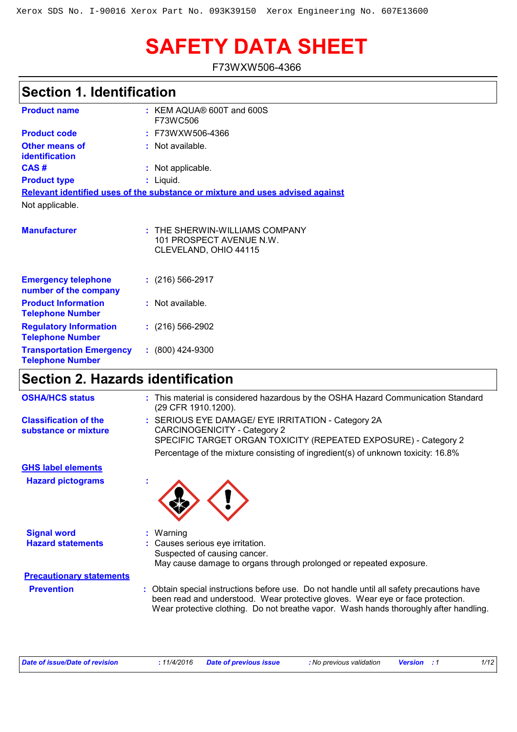Xerox SDS No. I-90016 Xerox Part No. 093K39150 Xerox Engineering No. 607E13600

# SAFETY DATA SHEET

F73WXW506-4366

## Section 1. Identification

**Product name** : KEM AQUA® 600T and 600S F73WC506

**Product code** : F73WXW506-4366

**Other means of identification** : Not available.

**CAS #** : Not applicable.

**Product type** : Liquid.

**Relevant identified uses of the substance or mixture and uses advised against**

Not applicable.

**Manufacturer** : THE SHERWIN-WILLIAMS COMPANY
101 PROSPECT AVENUE N.W.
CLEVELAND, OHIO 44115

**Emergency telephone number of the company** : (216) 566-2917

**Product Information Telephone Number** : Not available.

**Regulatory Information Telephone Number** : (216) 566-2902

**Transportation Emergency Telephone Number** : (800) 424-9300

## Section 2. Hazards identification

**OSHA/HCS status** : This material is considered hazardous by the OSHA Hazard Communication Standard (29 CFR 1910.1200).

**Classification of the substance or mixture** : SERIOUS EYE DAMAGE/ EYE IRRITATION - Category 2A
CARCINOGENICITY - Category 2
SPECIFIC TARGET ORGAN TOXICITY (REPEATED EXPOSURE) - Category 2

Percentage of the mixture consisting of ingredient(s) of unknown toxicity: 16.8%

**GHS label elements**

**Hazard pictograms** :

**Signal word** : Warning

**Hazard statements** : Causes serious eye irritation.
Suspected of causing cancer.
May cause damage to organs through prolonged or repeated exposure.

**Precautionary statements**

**Prevention** : Obtain special instructions before use. Do not handle until all safety precautions have been read and understood. Wear protective gloves. Wear eye or face protection. Wear protective clothing. Do not breathe vapor. Wash hands thoroughly after handling.

*Date of issue/Date of revision* : 11/4/2016 *Date of previous issue* : No previous validation *Version* : 1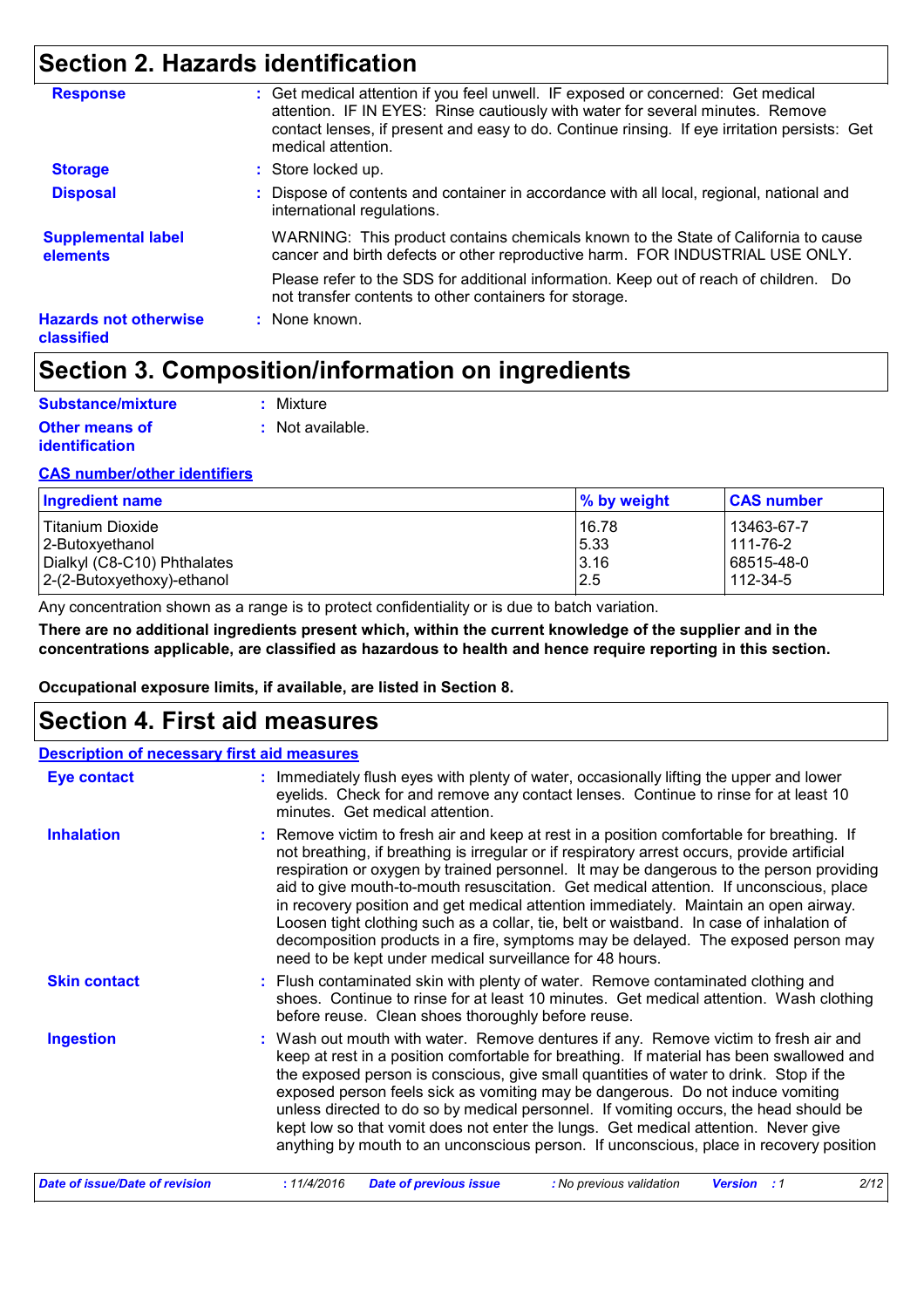## Section 2. Hazards identification

**Response** : Get medical attention if you feel unwell. IF exposed or concerned: Get medical attention. IF IN EYES: Rinse cautiously with water for several minutes. Remove contact lenses, if present and easy to do. Continue rinsing. If eye irritation persists: Get medical attention.

**Storage** : Store locked up.

**Disposal** : Dispose of contents and container in accordance with all local, regional, national and international regulations.

**Supplemental label elements** WARNING: This product contains chemicals known to the State of California to cause cancer and birth defects or other reproductive harm. FOR INDUSTRIAL USE ONLY.

Please refer to the SDS for additional information. Keep out of reach of children. Do not transfer contents to other containers for storage.

**Hazards not otherwise classified** : None known.

## Section 3. Composition/information on ingredients

**Substance/mixture** : Mixture

**Other means of identification** : Not available.

**CAS number/other identifiers**

| Ingredient name | % by weight | CAS number |
|---|---|---|
| Titanium Dioxide | 16.78 | 13463-67-7 |
| 2-Butoxyethanol | 5.33 | 111-76-2 |
| Dialkyl (C8-C10) Phthalates | 3.16 | 68515-48-0 |
| 2-(2-Butoxyethoxy)-ethanol | 2.5 | 112-34-5 |

Any concentration shown as a range is to protect confidentiality or is due to batch variation.

**There are no additional ingredients present which, within the current knowledge of the supplier and in the concentrations applicable, are classified as hazardous to health and hence require reporting in this section.**

**Occupational exposure limits, if available, are listed in Section 8.**

## Section 4. First aid measures

**Description of necessary first aid measures**

**Eye contact** : Immediately flush eyes with plenty of water, occasionally lifting the upper and lower eyelids. Check for and remove any contact lenses. Continue to rinse for at least 10 minutes. Get medical attention.

**Inhalation** : Remove victim to fresh air and keep at rest in a position comfortable for breathing. If not breathing, if breathing is irregular or if respiratory arrest occurs, provide artificial respiration or oxygen by trained personnel. It may be dangerous to the person providing aid to give mouth-to-mouth resuscitation. Get medical attention. If unconscious, place in recovery position and get medical attention immediately. Maintain an open airway. Loosen tight clothing such as a collar, tie, belt or waistband. In case of inhalation of decomposition products in a fire, symptoms may be delayed. The exposed person may need to be kept under medical surveillance for 48 hours.

**Skin contact** : Flush contaminated skin with plenty of water. Remove contaminated clothing and shoes. Continue to rinse for at least 10 minutes. Get medical attention. Wash clothing before reuse. Clean shoes thoroughly before reuse.

**Ingestion** : Wash out mouth with water. Remove dentures if any. Remove victim to fresh air and keep at rest in a position comfortable for breathing. If material has been swallowed and the exposed person is conscious, give small quantities of water to drink. Stop if the exposed person feels sick as vomiting may be dangerous. Do not induce vomiting unless directed to do so by medical personnel. If vomiting occurs, the head should be kept low so that vomit does not enter the lungs. Get medical attention. Never give anything by mouth to an unconscious person. If unconscious, place in recovery position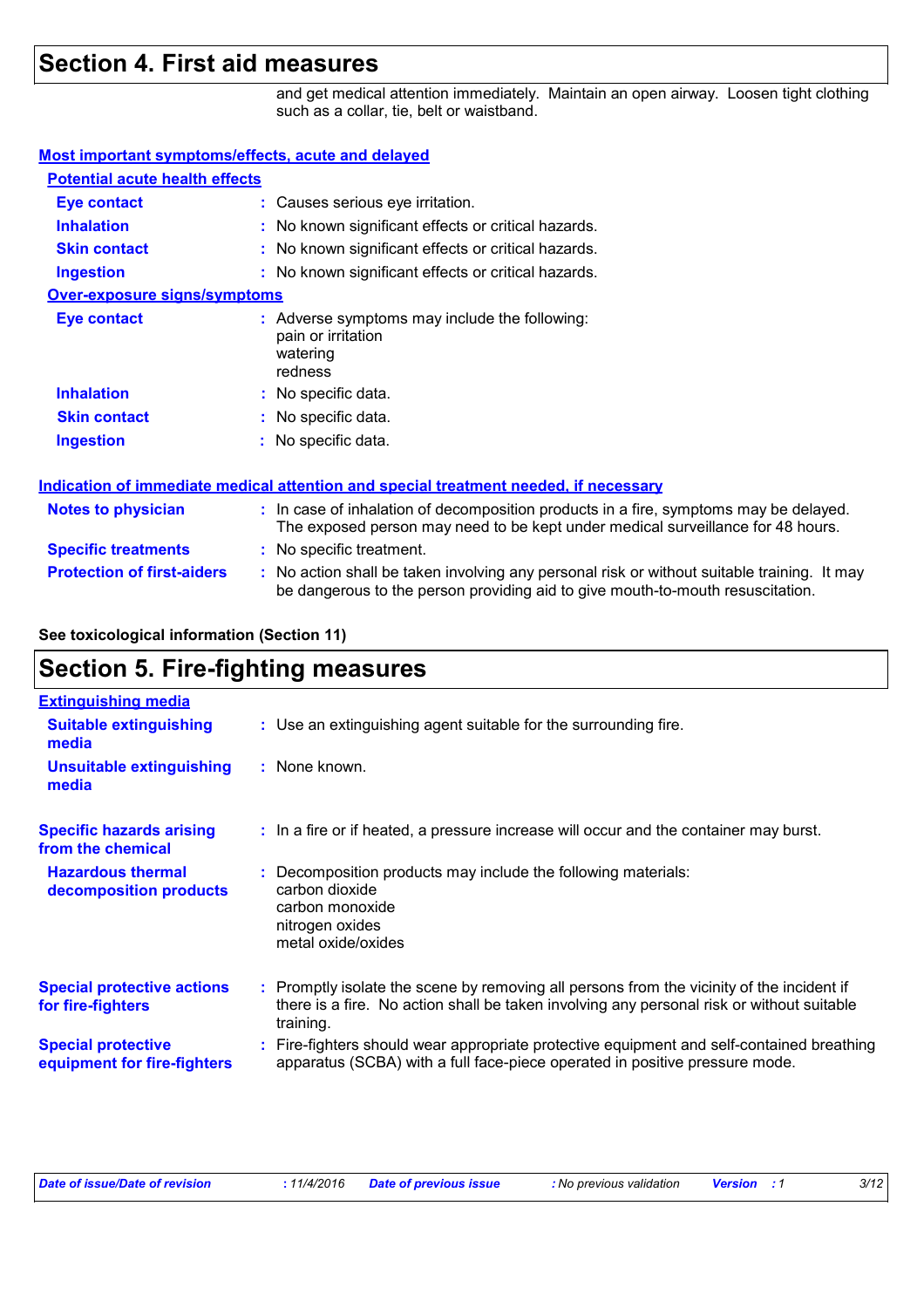# Section 4. First aid measures

and get medical attention immediately. Maintain an open airway. Loosen tight clothing such as a collar, tie, belt or waistband.

## Most important symptoms/effects, acute and delayed

### Potential acute health effects

**Eye contact** : Causes serious eye irritation.

**Inhalation** : No known significant effects or critical hazards.

**Skin contact** : No known significant effects or critical hazards.

**Ingestion** : No known significant effects or critical hazards.

### Over-exposure signs/symptoms

**Eye contact** : Adverse symptoms may include the following:
pain or irritation
watering
redness

**Inhalation** : No specific data.

**Skin contact** : No specific data.

**Ingestion** : No specific data.

## Indication of immediate medical attention and special treatment needed, if necessary

**Notes to physician** : In case of inhalation of decomposition products in a fire, symptoms may be delayed. The exposed person may need to be kept under medical surveillance for 48 hours.

**Specific treatments** : No specific treatment.

**Protection of first-aiders** : No action shall be taken involving any personal risk or without suitable training. It may be dangerous to the person providing aid to give mouth-to-mouth resuscitation.

**See toxicological information (Section 11)**

# Section 5. Fire-fighting measures

## Extinguishing media

**Suitable extinguishing media** : Use an extinguishing agent suitable for the surrounding fire.

**Unsuitable extinguishing media** : None known.

**Specific hazards arising from the chemical** : In a fire or if heated, a pressure increase will occur and the container may burst.

**Hazardous thermal decomposition products** : Decomposition products may include the following materials:
carbon dioxide
carbon monoxide
nitrogen oxides
metal oxide/oxides

**Special protective actions for fire-fighters** : Promptly isolate the scene by removing all persons from the vicinity of the incident if there is a fire. No action shall be taken involving any personal risk or without suitable training.

**Special protective equipment for fire-fighters** : Fire-fighters should wear appropriate protective equipment and self-contained breathing apparatus (SCBA) with a full face-piece operated in positive pressure mode.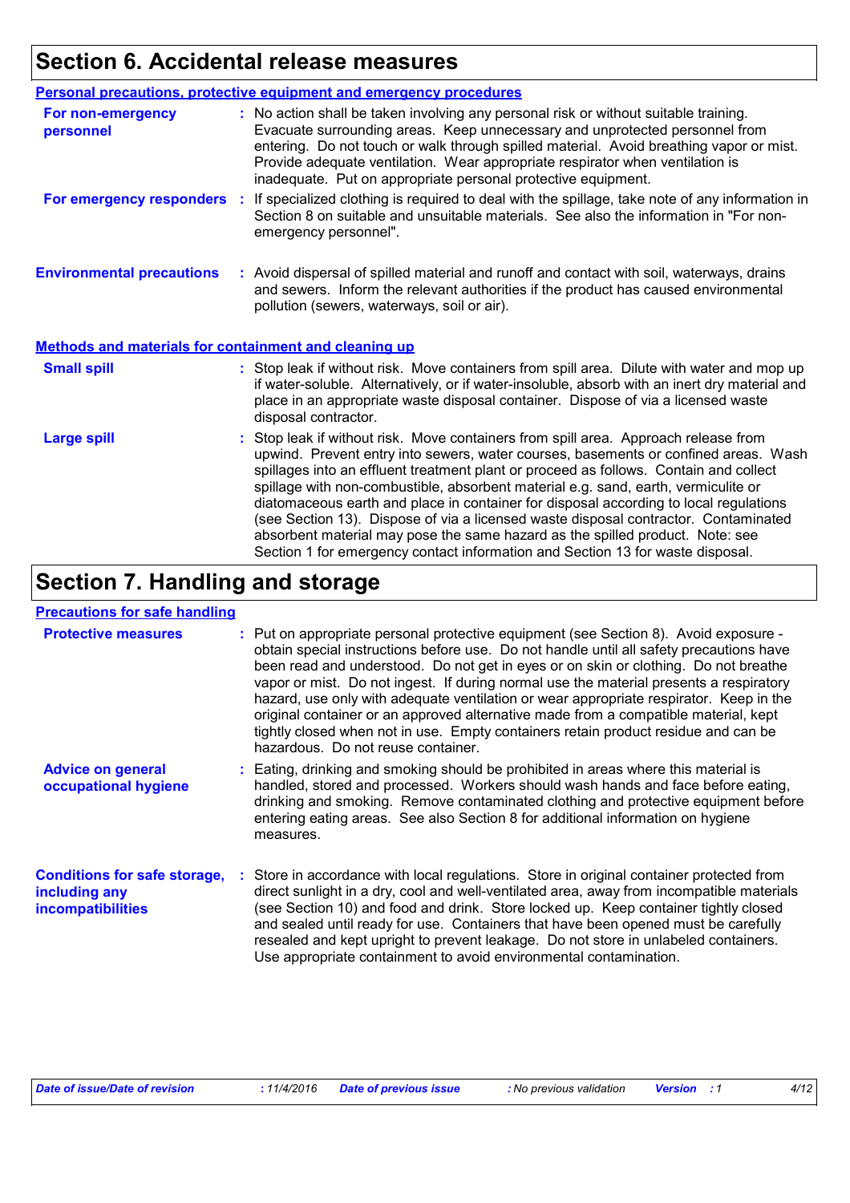# Section 6. Accidental release measures

## Personal precautions, protective equipment and emergency procedures

**For non-emergency personnel** : No action shall be taken involving any personal risk or without suitable training. Evacuate surrounding areas. Keep unnecessary and unprotected personnel from entering. Do not touch or walk through spilled material. Avoid breathing vapor or mist. Provide adequate ventilation. Wear appropriate respirator when ventilation is inadequate. Put on appropriate personal protective equipment.

**For emergency responders** : If specialized clothing is required to deal with the spillage, take note of any information in Section 8 on suitable and unsuitable materials. See also the information in "For non-emergency personnel".

**Environmental precautions** : Avoid dispersal of spilled material and runoff and contact with soil, waterways, drains and sewers. Inform the relevant authorities if the product has caused environmental pollution (sewers, waterways, soil or air).

## Methods and materials for containment and cleaning up

**Small spill** : Stop leak if without risk. Move containers from spill area. Dilute with water and mop up if water-soluble. Alternatively, or if water-insoluble, absorb with an inert dry material and place in an appropriate waste disposal container. Dispose of via a licensed waste disposal contractor.

**Large spill** : Stop leak if without risk. Move containers from spill area. Approach release from upwind. Prevent entry into sewers, water courses, basements or confined areas. Wash spillages into an effluent treatment plant or proceed as follows. Contain and collect spillage with non-combustible, absorbent material e.g. sand, earth, vermiculite or diatomaceous earth and place in container for disposal according to local regulations (see Section 13). Dispose of via a licensed waste disposal contractor. Contaminated absorbent material may pose the same hazard as the spilled product. Note: see Section 1 for emergency contact information and Section 13 for waste disposal.

# Section 7. Handling and storage

## Precautions for safe handling

**Protective measures** : Put on appropriate personal protective equipment (see Section 8). Avoid exposure - obtain special instructions before use. Do not handle until all safety precautions have been read and understood. Do not get in eyes or on skin or clothing. Do not breathe vapor or mist. Do not ingest. If during normal use the material presents a respiratory hazard, use only with adequate ventilation or wear appropriate respirator. Keep in the original container or an approved alternative made from a compatible material, kept tightly closed when not in use. Empty containers retain product residue and can be hazardous. Do not reuse container.

**Advice on general occupational hygiene** : Eating, drinking and smoking should be prohibited in areas where this material is handled, stored and processed. Workers should wash hands and face before eating, drinking and smoking. Remove contaminated clothing and protective equipment before entering eating areas. See also Section 8 for additional information on hygiene measures.

**Conditions for safe storage, including any incompatibilities** : Store in accordance with local regulations. Store in original container protected from direct sunlight in a dry, cool and well-ventilated area, away from incompatible materials (see Section 10) and food and drink. Store locked up. Keep container tightly closed and sealed until ready for use. Containers that have been opened must be carefully resealed and kept upright to prevent leakage. Do not store in unlabeled containers. Use appropriate containment to avoid environmental contamination.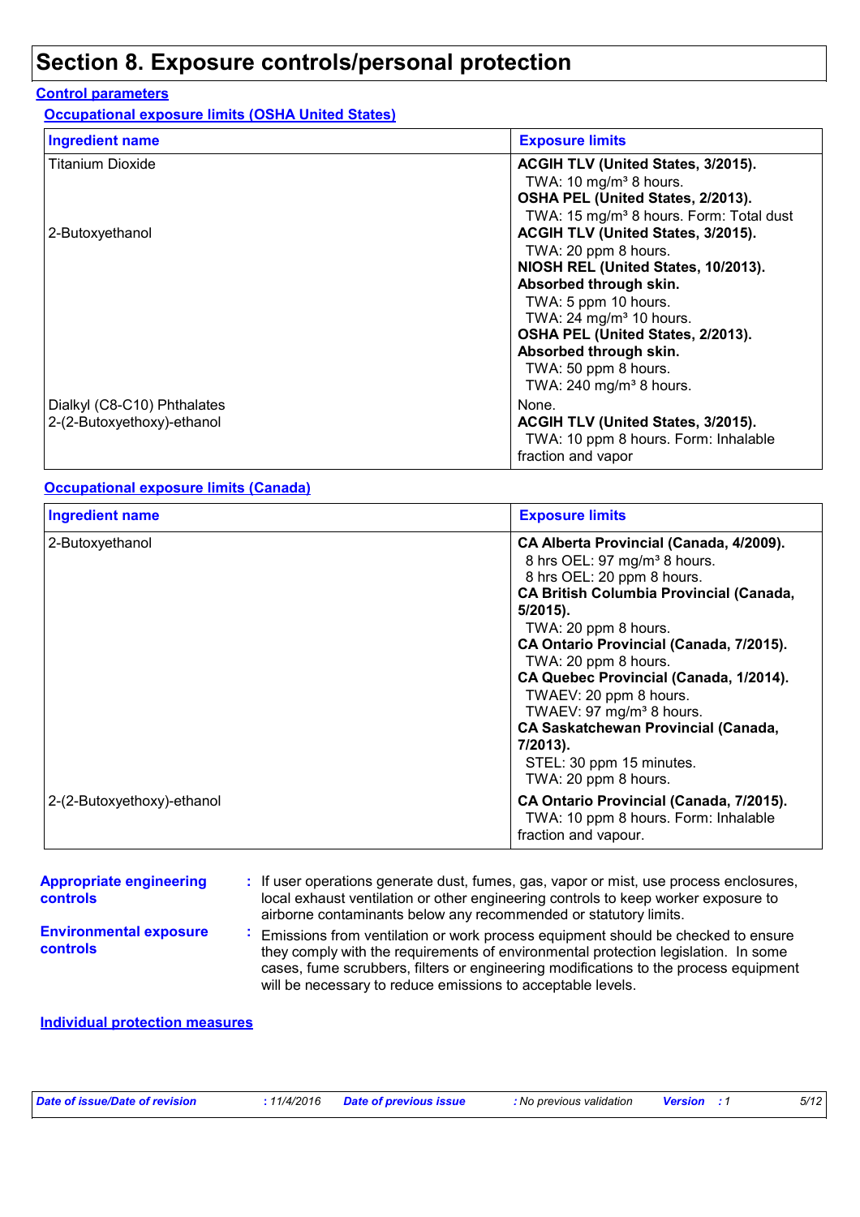# Section 8. Exposure controls/personal protection

## Control parameters

### Occupational exposure limits (OSHA United States)

| Ingredient name | Exposure limits |
| --- | --- |
| Titanium Dioxide | **ACGIH TLV (United States, 3/2015).**<br>TWA: 10 mg/m³ 8 hours.<br>**OSHA PEL (United States, 2/2013).**<br>TWA: 15 mg/m³ 8 hours. Form: Total dust |
| 2-Butoxyethanol | **ACGIH TLV (United States, 3/2015).**<br>TWA: 20 ppm 8 hours.<br>**NIOSH REL (United States, 10/2013). Absorbed through skin.**<br>TWA: 5 ppm 10 hours.<br>TWA: 24 mg/m³ 10 hours.<br>**OSHA PEL (United States, 2/2013). Absorbed through skin.**<br>TWA: 50 ppm 8 hours.<br>TWA: 240 mg/m³ 8 hours. |
| Dialkyl (C8-C10) Phthalates | None. |
| 2-(2-Butoxyethoxy)-ethanol | **ACGIH TLV (United States, 3/2015).**<br>TWA: 10 ppm 8 hours. Form: Inhalable fraction and vapor |

### Occupational exposure limits (Canada)

| Ingredient name | Exposure limits |
| --- | --- |
| 2-Butoxyethanol | **CA Alberta Provincial (Canada, 4/2009).**<br>8 hrs OEL: 97 mg/m³ 8 hours.<br>8 hrs OEL: 20 ppm 8 hours.<br>**CA British Columbia Provincial (Canada, 5/2015).**<br>TWA: 20 ppm 8 hours.<br>**CA Ontario Provincial (Canada, 7/2015).**<br>TWA: 20 ppm 8 hours.<br>**CA Quebec Provincial (Canada, 1/2014).**<br>TWAEV: 20 ppm 8 hours.<br>TWAEV: 97 mg/m³ 8 hours.<br>**CA Saskatchewan Provincial (Canada, 7/2013).**<br>STEL: 30 ppm 15 minutes.<br>TWA: 20 ppm 8 hours. |
| 2-(2-Butoxyethoxy)-ethanol | **CA Ontario Provincial (Canada, 7/2015).**<br>TWA: 10 ppm 8 hours. Form: Inhalable fraction and vapour. |

**Appropriate engineering controls** : If user operations generate dust, fumes, gas, vapor or mist, use process enclosures, local exhaust ventilation or other engineering controls to keep worker exposure to airborne contaminants below any recommended or statutory limits.

**Environmental exposure controls** : Emissions from ventilation or work process equipment should be checked to ensure they comply with the requirements of environmental protection legislation. In some cases, fume scrubbers, filters or engineering modifications to the process equipment will be necessary to reduce emissions to acceptable levels.

## Individual protection measures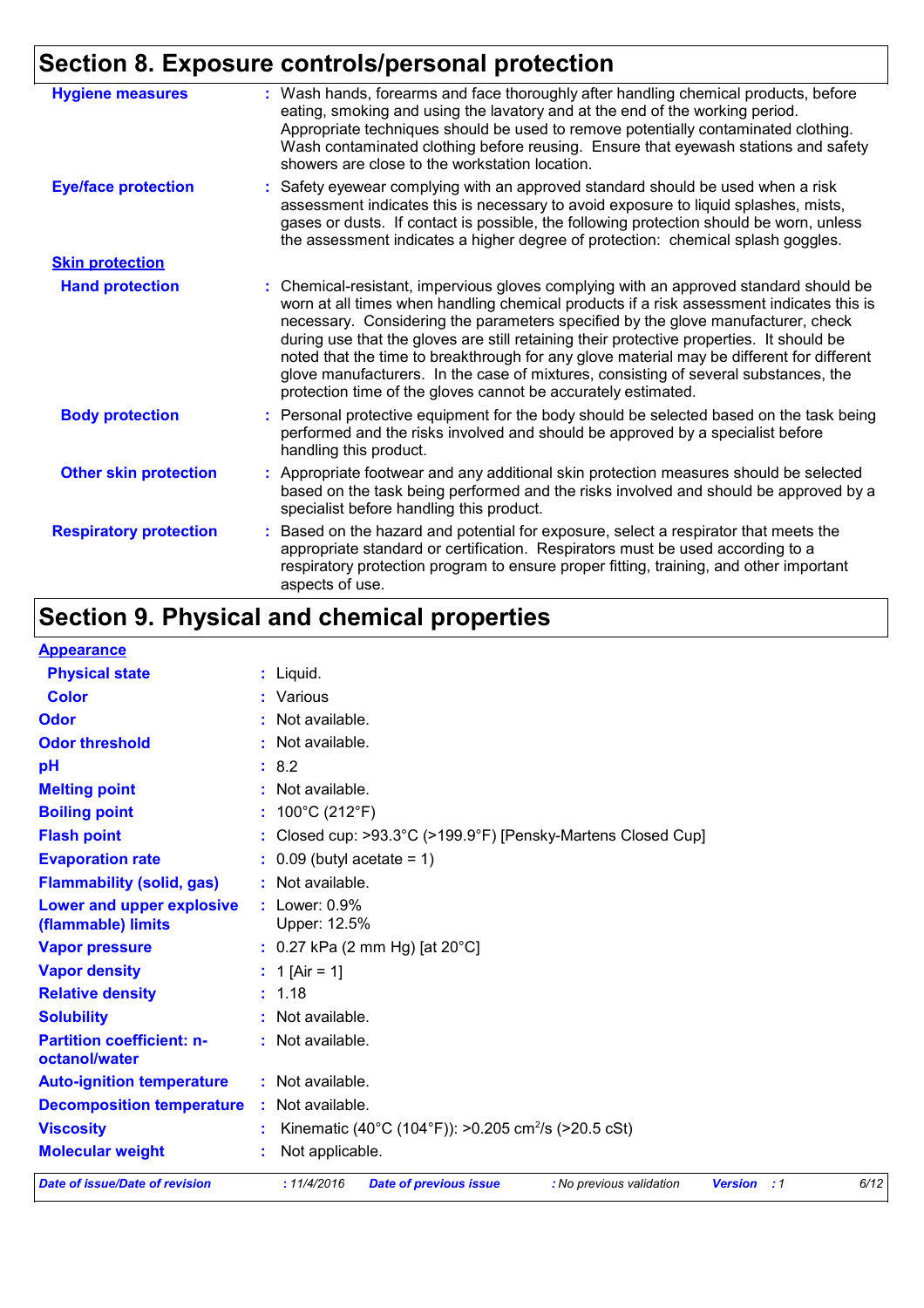## Section 8. Exposure controls/personal protection

| | |
|---|---|
| **Hygiene measures** | : Wash hands, forearms and face thoroughly after handling chemical products, before eating, smoking and using the lavatory and at the end of the working period. Appropriate techniques should be used to remove potentially contaminated clothing. Wash contaminated clothing before reusing. Ensure that eyewash stations and safety showers are close to the workstation location. |
| **Eye/face protection** | : Safety eyewear complying with an approved standard should be used when a risk assessment indicates this is necessary to avoid exposure to liquid splashes, mists, gases or dusts. If contact is possible, the following protection should be worn, unless the assessment indicates a higher degree of protection: chemical splash goggles. |
| **Skin protection** | |
| **Hand protection** | : Chemical-resistant, impervious gloves complying with an approved standard should be worn at all times when handling chemical products if a risk assessment indicates this is necessary. Considering the parameters specified by the glove manufacturer, check during use that the gloves are still retaining their protective properties. It should be noted that the time to breakthrough for any glove material may be different for different glove manufacturers. In the case of mixtures, consisting of several substances, the protection time of the gloves cannot be accurately estimated. |
| **Body protection** | : Personal protective equipment for the body should be selected based on the task being performed and the risks involved and should be approved by a specialist before handling this product. |
| **Other skin protection** | : Appropriate footwear and any additional skin protection measures should be selected based on the task being performed and the risks involved and should be approved by a specialist before handling this product. |
| **Respiratory protection** | : Based on the hazard and potential for exposure, select a respirator that meets the appropriate standard or certification. Respirators must be used according to a respiratory protection program to ensure proper fitting, training, and other important aspects of use. |

## Section 9. Physical and chemical properties

| | |
|---|---|
| **Appearance** | |
| **Physical state** | : Liquid. |
| **Color** | : Various |
| **Odor** | : Not available. |
| **Odor threshold** | : Not available. |
| **pH** | : 8.2 |
| **Melting point** | : Not available. |
| **Boiling point** | : 100°C (212°F) |
| **Flash point** | : Closed cup: >93.3°C (>199.9°F) [Pensky-Martens Closed Cup] |
| **Evaporation rate** | : 0.09 (butyl acetate = 1) |
| **Flammability (solid, gas)** | : Not available. |
| **Lower and upper explosive (flammable) limits** | : Lower: 0.9%<br>Upper: 12.5% |
| **Vapor pressure** | : 0.27 kPa (2 mm Hg) [at 20°C] |
| **Vapor density** | : 1 [Air = 1] |
| **Relative density** | : 1.18 |
| **Solubility** | : Not available. |
| **Partition coefficient: n-octanol/water** | : Not available. |
| **Auto-ignition temperature** | : Not available. |
| **Decomposition temperature** | : Not available. |
| **Viscosity** | : Kinematic (40°C (104°F)): >0.205 $cm^2/s$ (>20.5 cSt) |
| **Molecular weight** | : Not applicable. |

*Date of issue/Date of revision* : 11/4/2016 *Date of previous issue* : No previous validation *Version* : 1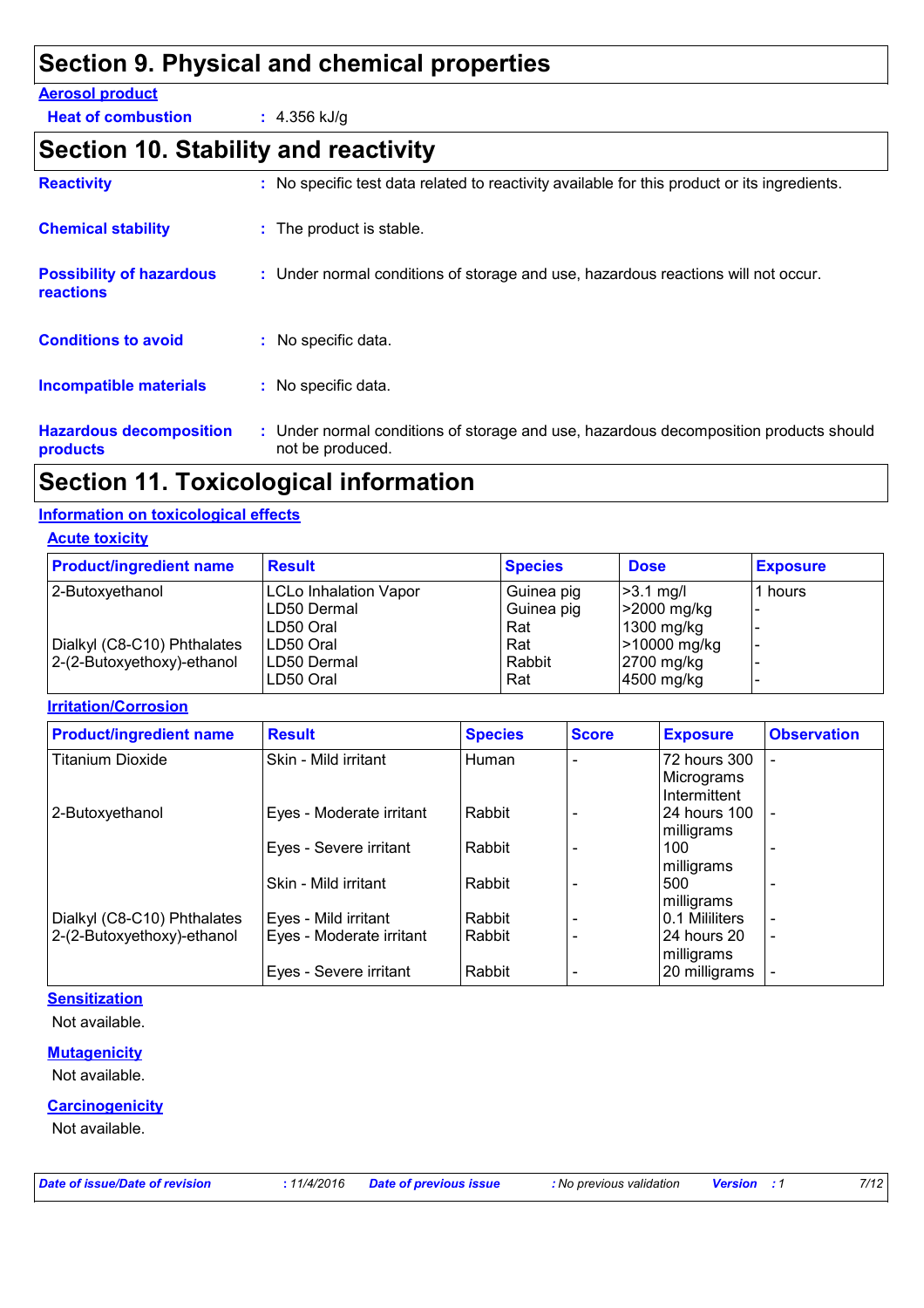# Section 9. Physical and chemical properties

**Aerosol product**

**Heat of combustion** : 4.356 kJ/g

# Section 10. Stability and reactivity

**Reactivity** : No specific test data related to reactivity available for this product or its ingredients.

**Chemical stability** : The product is stable.

**Possibility of hazardous reactions** : Under normal conditions of storage and use, hazardous reactions will not occur.

**Conditions to avoid** : No specific data.

**Incompatible materials** : No specific data.

**Hazardous decomposition products** : Under normal conditions of storage and use, hazardous decomposition products should not be produced.

# Section 11. Toxicological information

## Information on toxicological effects

### Acute toxicity

| Product/ingredient name | Result | Species | Dose | Exposure |
|---|---|---|---|---|
| 2-Butoxyethanol | LCLo Inhalation Vapor | Guinea pig | >3.1 mg/l | 1 hours |
| | LD50 Dermal | Guinea pig | >2000 mg/kg | - |
| | LD50 Oral | Rat | 1300 mg/kg | - |
| Dialkyl (C8-C10) Phthalates | LD50 Oral | Rat | >10000 mg/kg | - |
| 2-(2-Butoxyethoxy)-ethanol | LD50 Dermal | Rabbit | 2700 mg/kg | - |
| | LD50 Oral | Rat | 4500 mg/kg | - |

### Irritation/Corrosion

| Product/ingredient name | Result | Species | Score | Exposure | Observation |
|---|---|---|---|---|---|
| Titanium Dioxide | Skin - Mild irritant | Human | - | 72 hours 300 Micrograms Intermittent | - |
| 2-Butoxyethanol | Eyes - Moderate irritant | Rabbit | - | 24 hours 100 milligrams | - |
| | Eyes - Severe irritant | Rabbit | - | 100 milligrams | - |
| | Skin - Mild irritant | Rabbit | - | 500 milligrams | - |
| Dialkyl (C8-C10) Phthalates | Eyes - Mild irritant | Rabbit | - | 0.1 Mililiters | - |
| 2-(2-Butoxyethoxy)-ethanol | Eyes - Moderate irritant | Rabbit | - | 24 hours 20 milligrams | - |
| | Eyes - Severe irritant | Rabbit | - | 20 milligrams | - |

### Sensitization

Not available.

### Mutagenicity

Not available.

### Carcinogenicity

Not available.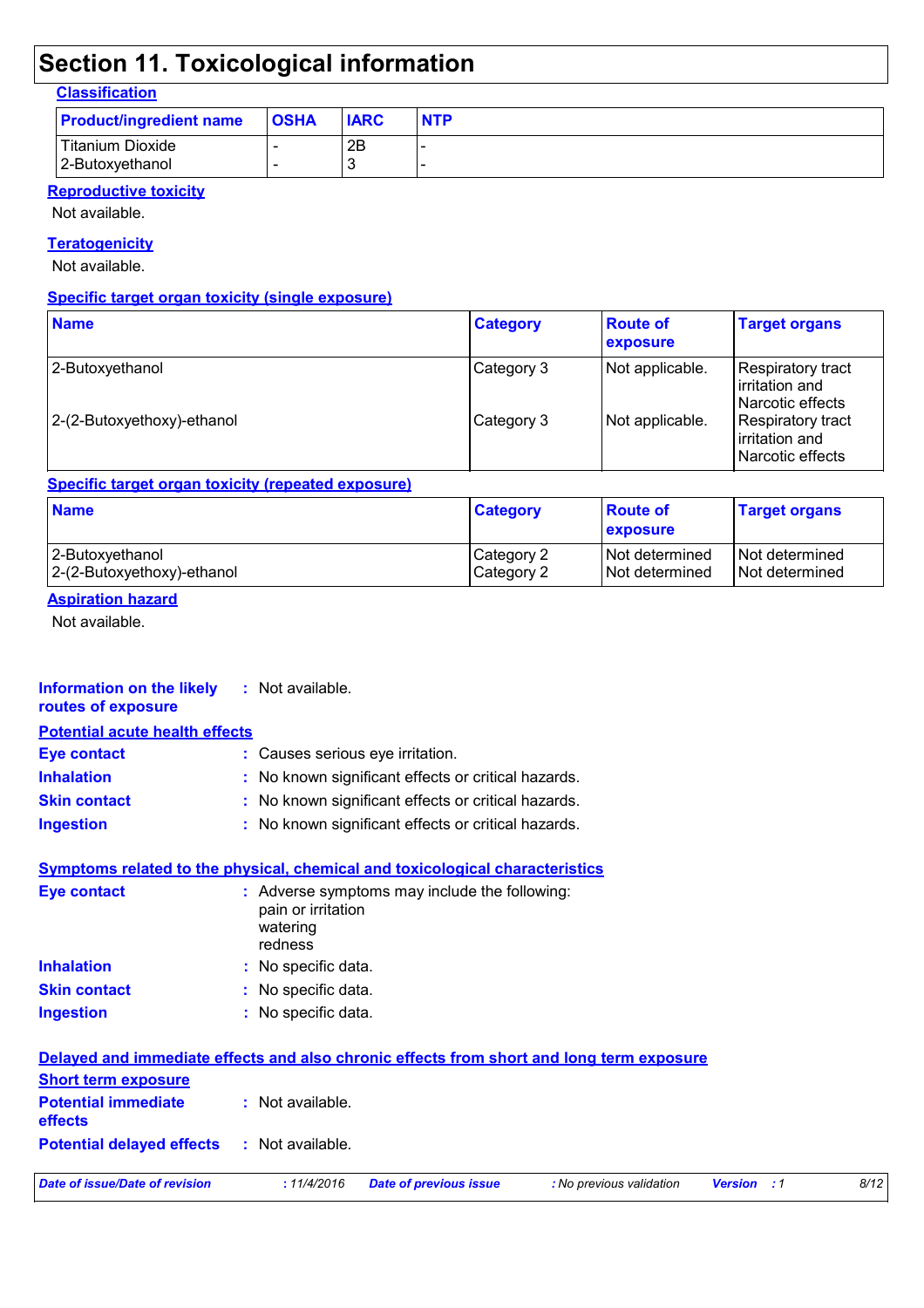## Section 11. Toxicological information

### Classification

| Product/ingredient name | OSHA | IARC | NTP |
|---|---|---|---|
| Titanium Dioxide | - | 2B | - |
| 2-Butoxyethanol | - | 3 | - |

### Reproductive toxicity

Not available.

### Teratogenicity

Not available.

### Specific target organ toxicity (single exposure)

| Name | Category | Route of exposure | Target organs |
|---|---|---|---|
| 2-Butoxyethanol | Category 3 | Not applicable. | Respiratory tract irritation and Narcotic effects |
| 2-(2-Butoxyethoxy)-ethanol | Category 3 | Not applicable. | Respiratory tract irritation and Narcotic effects |

### Specific target organ toxicity (repeated exposure)

| Name | Category | Route of exposure | Target organs |
|---|---|---|---|
| 2-Butoxyethanol | Category 2 | Not determined | Not determined |
| 2-(2-Butoxyethoxy)-ethanol | Category 2 | Not determined | Not determined |

### Aspiration hazard

Not available.

**Information on the likely routes of exposure** : Not available.

### Potential acute health effects

**Eye contact** : Causes serious eye irritation.

**Inhalation** : No known significant effects or critical hazards.

**Skin contact** : No known significant effects or critical hazards.

**Ingestion** : No known significant effects or critical hazards.

### Symptoms related to the physical, chemical and toxicological characteristics

**Eye contact** : Adverse symptoms may include the following:
pain or irritation
watering
redness

**Inhalation** : No specific data.

**Skin contact** : No specific data.

**Ingestion** : No specific data.

### Delayed and immediate effects and also chronic effects from short and long term exposure

#### Short term exposure

**Potential immediate effects** : Not available.

**Potential delayed effects** : Not available.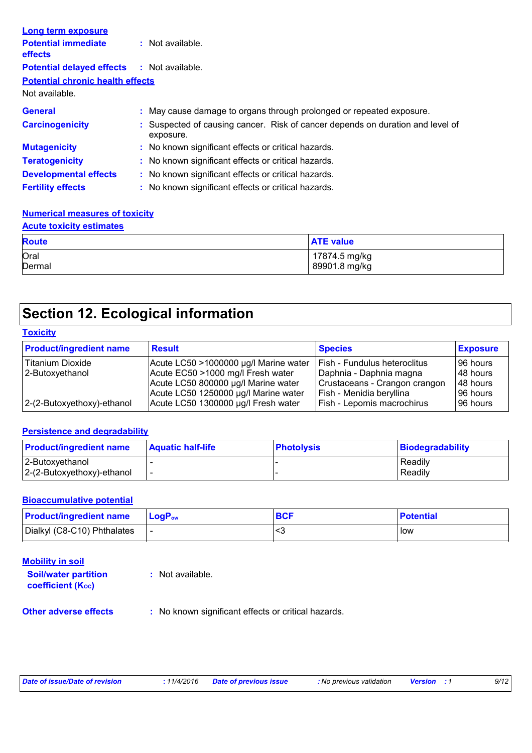**Long term exposure**

**Potential immediate effects** : Not available.

**Potential delayed effects** : Not available.

**Potential chronic health effects**

Not available.

**General** : May cause damage to organs through prolonged or repeated exposure.

**Carcinogenicity** : Suspected of causing cancer. Risk of cancer depends on duration and level of exposure.

**Mutagenicity** : No known significant effects or critical hazards.

**Teratogenicity** : No known significant effects or critical hazards.

**Developmental effects** : No known significant effects or critical hazards.

**Fertility effects** : No known significant effects or critical hazards.

**Numerical measures of toxicity**

**Acute toxicity estimates**

| Route | ATE value |
|---|---|
| Oral | 17874.5 mg/kg |
| Dermal | 89901.8 mg/kg |

# Section 12. Ecological information

**Toxicity**

| Product/ingredient name | Result | Species | Exposure |
|---|---|---|---|
| Titanium Dioxide | Acute LC50 >1000000 µg/l Marine water | Fish - Fundulus heteroclitus | 96 hours |
| 2-Butoxyethanol | Acute EC50 >1000 mg/l Fresh water | Daphnia - Daphnia magna | 48 hours |
| | Acute LC50 800000 µg/l Marine water | Crustaceans - Crangon crangon | 48 hours |
| | Acute LC50 1250000 µg/l Marine water | Fish - Menidia beryllina | 96 hours |
| 2-(2-Butoxyethoxy)-ethanol | Acute LC50 1300000 µg/l Fresh water | Fish - Lepomis macrochirus | 96 hours |

**Persistence and degradability**

| Product/ingredient name | Aquatic half-life | Photolysis | Biodegradability |
|---|---|---|---|
| 2-Butoxyethanol | - | - | Readily |
| 2-(2-Butoxyethoxy)-ethanol | - | - | Readily |

**Bioaccumulative potential**

| Product/ingredient name | $LogP_{ow}$ | BCF | Potential |
|---|---|---|---|
| Dialkyl (C8-C10) Phthalates | - | <3 | low |

**Mobility in soil**

**Soil/water partition coefficient ($K_{OC}$)** : Not available.

**Other adverse effects** : No known significant effects or critical hazards.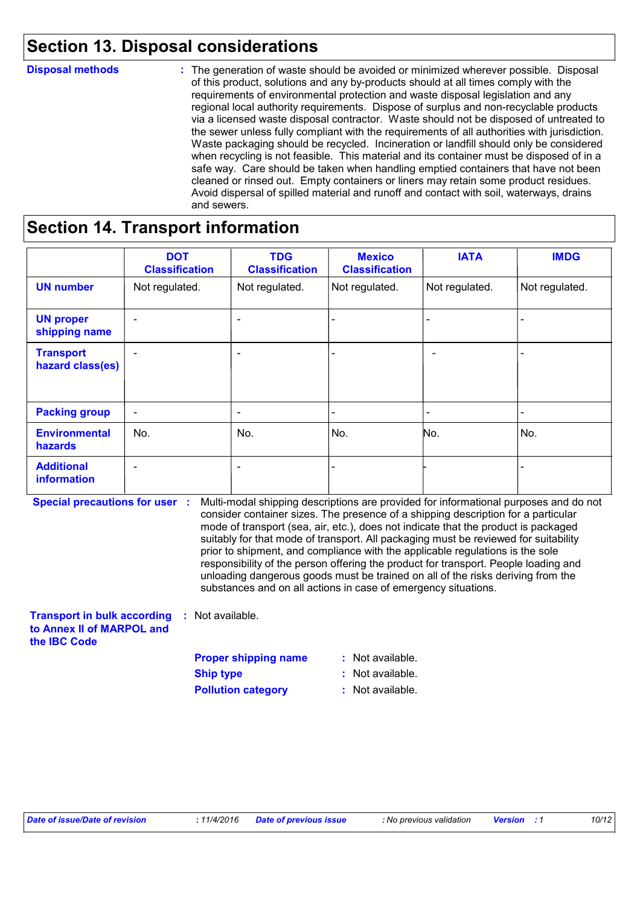## Section 13. Disposal considerations

**Disposal methods** : The generation of waste should be avoided or minimized wherever possible. Disposal of this product, solutions and any by-products should at all times comply with the requirements of environmental protection and waste disposal legislation and any regional local authority requirements. Dispose of surplus and non-recyclable products via a licensed waste disposal contractor. Waste should not be disposed of untreated to the sewer unless fully compliant with the requirements of all authorities with jurisdiction. Waste packaging should be recycled. Incineration or landfill should only be considered when recycling is not feasible. This material and its container must be disposed of in a safe way. Care should be taken when handling emptied containers that have not been cleaned or rinsed out. Empty containers or liners may retain some product residues. Avoid dispersal of spilled material and runoff and contact with soil, waterways, drains and sewers.

## Section 14. Transport information

| | DOT Classification | TDG Classification | Mexico Classification | IATA | IMDG |
|---|---|---|---|---|---|
| **UN number** | Not regulated. | Not regulated. | Not regulated. | Not regulated. | Not regulated. |
| **UN proper shipping name** | - | - | - | - | - |
| **Transport hazard class(es)** | - | - | - | - | - |
| **Packing group** | - | - | - | - | - |
| **Environmental hazards** | No. | No. | No. | No. | No. |
| **Additional information** | - | - | - | - | - |

**Special precautions for user** : Multi-modal shipping descriptions are provided for informational purposes and do not consider container sizes. The presence of a shipping description for a particular mode of transport (sea, air, etc.), does not indicate that the product is packaged suitably for that mode of transport. All packaging must be reviewed for suitability prior to shipment, and compliance with the applicable regulations is the sole responsibility of the person offering the product for transport. People loading and unloading dangerous goods must be trained on all of the risks deriving from the substances and on all actions in case of emergency situations.

**Transport in bulk according to Annex II of MARPOL and the IBC Code** : Not available.

**Proper shipping name** : Not available.

**Ship type** : Not available.

**Pollution category** : Not available.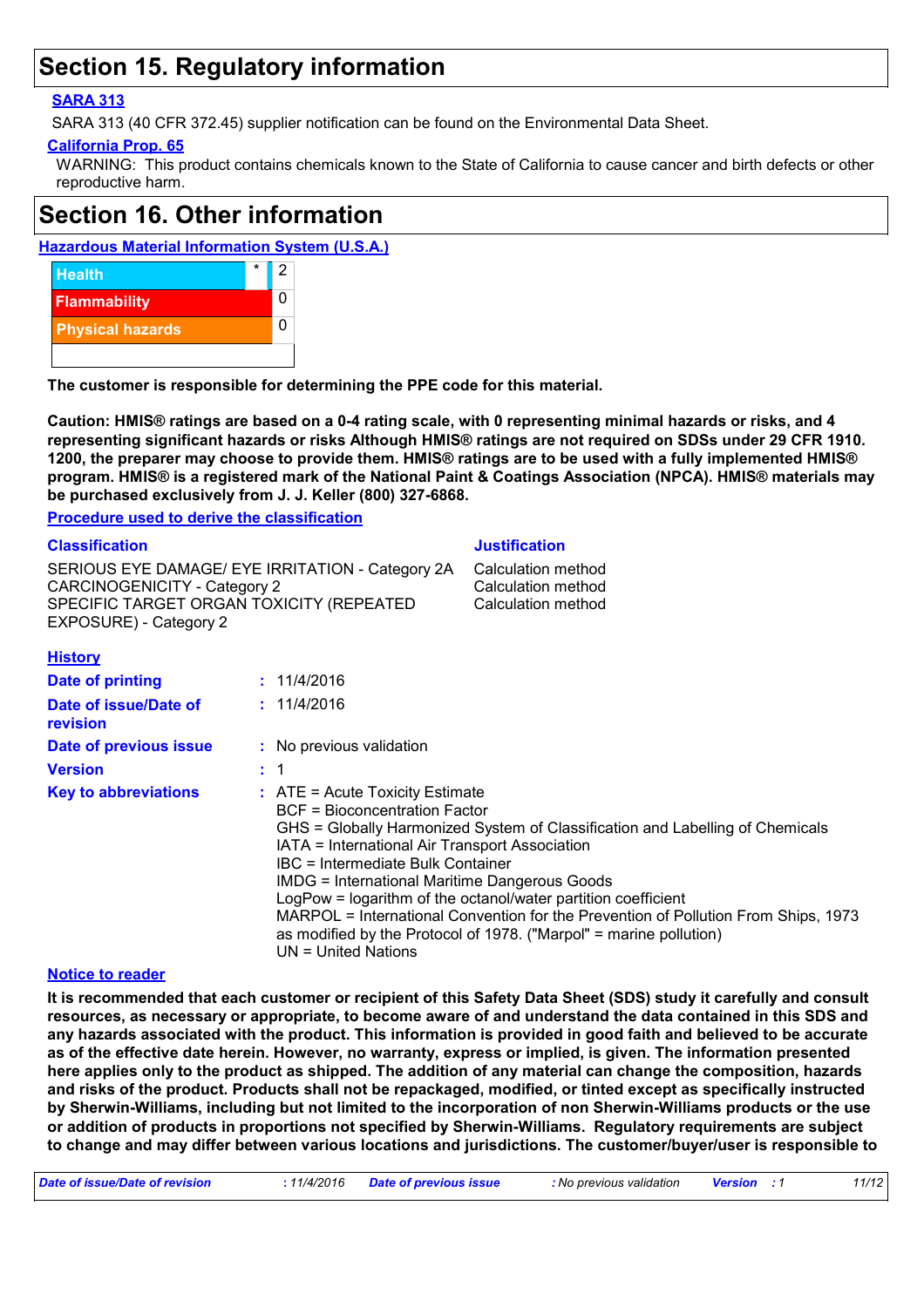# Section 15. Regulatory information

**SARA 313**

SARA 313 (40 CFR 372.45) supplier notification can be found on the Environmental Data Sheet.

**California Prop. 65**

WARNING: This product contains chemicals known to the State of California to cause cancer and birth defects or other reproductive harm.

# Section 16. Other information

**Hazardous Material Information System (U.S.A.)**

| | | |
|---|---|---|
| Health | * | 2 |
| Flammability | | 0 |
| Physical hazards | | 0 |
| | | |

**The customer is responsible for determining the PPE code for this material.**

**Caution: HMIS® ratings are based on a 0-4 rating scale, with 0 representing minimal hazards or risks, and 4 representing significant hazards or risks Although HMIS® ratings are not required on SDSs under 29 CFR 1910. 1200, the preparer may choose to provide them. HMIS® ratings are to be used with a fully implemented HMIS® program. HMIS® is a registered mark of the National Paint & Coatings Association (NPCA). HMIS® materials may be purchased exclusively from J. J. Keller (800) 327-6868.**

**Procedure used to derive the classification**

| Classification | Justification |
|---|---|
| SERIOUS EYE DAMAGE/ EYE IRRITATION - Category 2A | Calculation method |
| CARCINOGENICITY - Category 2 | Calculation method |
| SPECIFIC TARGET ORGAN TOXICITY (REPEATED EXPOSURE) - Category 2 | Calculation method |

**History**

**Date of printing** : 11/4/2016

**Date of issue/Date of revision** : 11/4/2016

**Date of previous issue** : No previous validation

**Version** : 1

**Key to abbreviations** :
ATE = Acute Toxicity Estimate
BCF = Bioconcentration Factor
GHS = Globally Harmonized System of Classification and Labelling of Chemicals
IATA = International Air Transport Association
IBC = Intermediate Bulk Container
IMDG = International Maritime Dangerous Goods
LogPow = logarithm of the octanol/water partition coefficient
MARPOL = International Convention for the Prevention of Pollution From Ships, 1973 as modified by the Protocol of 1978. ("Marpol" = marine pollution)
UN = United Nations

**Notice to reader**

**It is recommended that each customer or recipient of this Safety Data Sheet (SDS) study it carefully and consult resources, as necessary or appropriate, to become aware of and understand the data contained in this SDS and any hazards associated with the product. This information is provided in good faith and believed to be accurate as of the effective date herein. However, no warranty, express or implied, is given. The information presented here applies only to the product as shipped. The addition of any material can change the composition, hazards and risks of the product. Products shall not be repackaged, modified, or tinted except as specifically instructed by Sherwin-Williams, including but not limited to the incorporation of non Sherwin-Williams products or the use or addition of products in proportions not specified by Sherwin-Williams. Regulatory requirements are subject to change and may differ between various locations and jurisdictions. The customer/buyer/user is responsible to**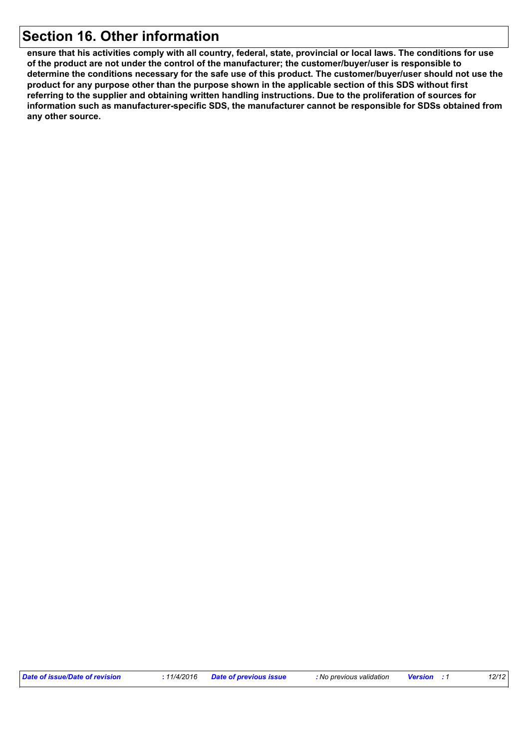## Section 16. Other information

**ensure that his activities comply with all country, federal, state, provincial or local laws. The conditions for use of the product are not under the control of the manufacturer; the customer/buyer/user is responsible to determine the conditions necessary for the safe use of this product. The customer/buyer/user should not use the product for any purpose other than the purpose shown in the applicable section of this SDS without first referring to the supplier and obtaining written handling instructions. Due to the proliferation of sources for information such as manufacturer-specific SDS, the manufacturer cannot be responsible for SDSs obtained from any other source.**